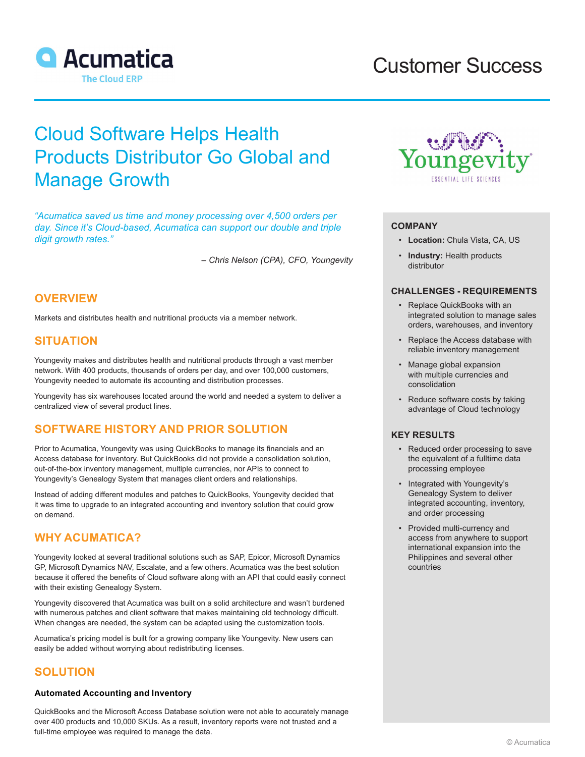Acumatica
The Cloud ERP

Customer Success

# Cloud Software Helps Health Products Distributor Go Global and Manage Growth

*"Acumatica saved us time and money processing over 4,500 orders per day. Since it's Cloud-based, Acumatica can support our double and triple digit growth rates."*

*– Chris Nelson (CPA), CFO, Youngevity*

## OVERVIEW

Markets and distributes health and nutritional products via a member network.

## SITUATION

Youngevity makes and distributes health and nutritional products through a vast member network. With 400 products, thousands of orders per day, and over 100,000 customers, Youngevity needed to automate its accounting and distribution processes.

Youngevity has six warehouses located around the world and needed a system to deliver a centralized view of several product lines.

## SOFTWARE HISTORY AND PRIOR SOLUTION

Prior to Acumatica, Youngevity was using QuickBooks to manage its financials and an Access database for inventory. But QuickBooks did not provide a consolidation solution, out-of-the-box inventory management, multiple currencies, nor APIs to connect to Youngevity's Genealogy System that manages client orders and relationships.

Instead of adding different modules and patches to QuickBooks, Youngevity decided that it was time to upgrade to an integrated accounting and inventory solution that could grow on demand.

## WHY ACUMATICA?

Youngevity looked at several traditional solutions such as SAP, Epicor, Microsoft Dynamics GP, Microsoft Dynamics NAV, Escalate, and a few others. Acumatica was the best solution because it offered the benefits of Cloud software along with an API that could easily connect with their existing Genealogy System.

Youngevity discovered that Acumatica was built on a solid architecture and wasn't burdened with numerous patches and client software that makes maintaining old technology difficult. When changes are needed, the system can be adapted using the customization tools.

Acumatica's pricing model is built for a growing company like Youngevity. New users can easily be added without worrying about redistributing licenses.

## SOLUTION

### Automated Accounting and Inventory

QuickBooks and the Microsoft Access Database solution were not able to accurately manage over 400 products and 10,000 SKUs. As a result, inventory reports were not trusted and a full-time employee was required to manage the data.

Youngevity
ESSENTIAL LIFE SCIENCES

### COMPANY

- **Location:** Chula Vista, CA, US
- **Industry:** Health products distributor

### CHALLENGES - REQUIREMENTS

- Replace QuickBooks with an integrated solution to manage sales orders, warehouses, and inventory
- Replace the Access database with reliable inventory management
- Manage global expansion with multiple currencies and consolidation
- Reduce software costs by taking advantage of Cloud technology

### KEY RESULTS

- Reduced order processing to save the equivalent of a fulltime data processing employee
- Integrated with Youngevity's Genealogy System to deliver integrated accounting, inventory, and order processing
- Provided multi-currency and access from anywhere to support international expansion into the Philippines and several other countries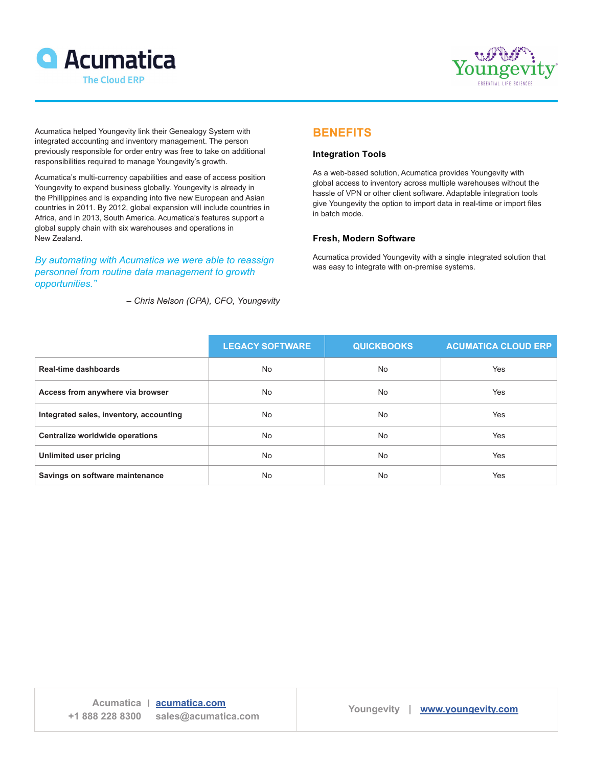Acumatica

The Cloud ERP

Youngevity

ESSENTIAL LIFE SCIENCES

Acumatica helped Youngevity link their Genealogy System with integrated accounting and inventory management. The person previously responsible for order entry was free to take on additional responsibilities required to manage Youngevity's growth.

Acumatica's multi-currency capabilities and ease of access position Youngevity to expand business globally. Youngevity is already in the Phillippines and is expanding into five new European and Asian countries in 2011. By 2012, global expansion will include countries in Africa, and in 2013, South America. Acumatica's features support a global supply chain with six warehouses and operations in New Zealand.

*By automating with Acumatica we were able to reassign personnel from routine data management to growth opportunities."*

*– Chris Nelson (CPA), CFO, Youngevity*

## BENEFITS

### Integration Tools

As a web-based solution, Acumatica provides Youngevity with global access to inventory across multiple warehouses without the hassle of VPN or other client software. Adaptable integration tools give Youngevity the option to import data in real-time or import files in batch mode.

### Fresh, Modern Software

Acumatica provided Youngevity with a single integrated solution that was easy to integrate with on-premise systems.

| | LEGACY SOFTWARE | QUICKBOOKS | ACUMATICA CLOUD ERP |
|---|---|---|---|
| **Real-time dashboards** | No | No | Yes |
| **Access from anywhere via browser** | No | No | Yes |
| **Integrated sales, inventory, accounting** | No | No | Yes |
| **Centralize worldwide operations** | No | No | Yes |
| **Unlimited user pricing** | No | No | Yes |
| **Savings on software maintenance** | No | No | Yes |

Acumatica | acumatica.com
+1 888 228 8300 sales@acumatica.com

Youngevity | www.youngevity.com